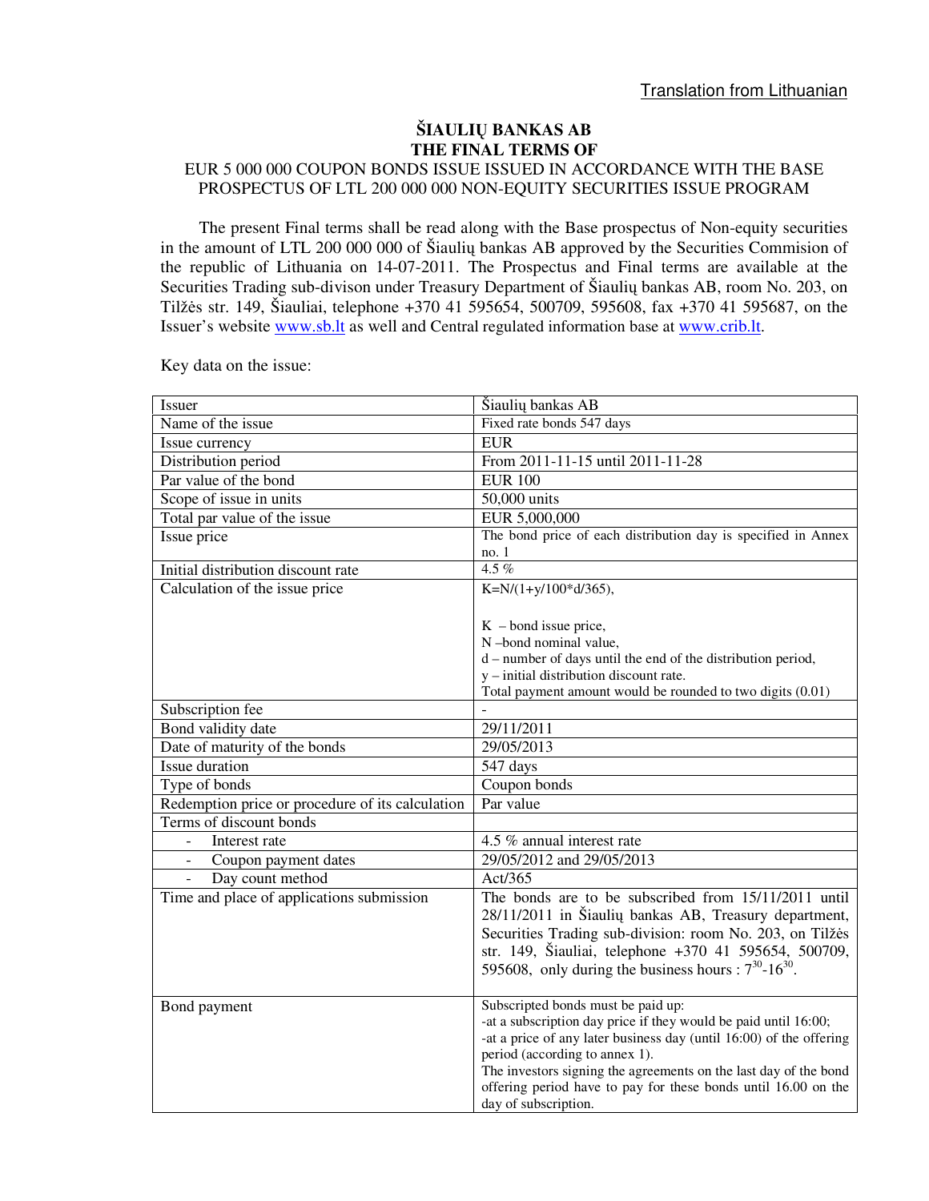Translation from Lithuanian

# ŠIAULIŲ BANKAS AB
## THE FINAL TERMS OF
### EUR 5 000 000 COUPON BONDS ISSUE ISSUED IN ACCORDANCE WITH THE BASE PROSPECTUS OF LTL 200 000 000 NON-EQUITY SECURITIES ISSUE PROGRAM

The present Final terms shall be read along with the Base prospectus of Non-equity securities in the amount of LTL 200 000 000 of Šiaulių bankas AB approved by the Securities Commision of the republic of Lithuania on 14-07-2011. The Prospectus and Final terms are available at the Securities Trading sub-divison under Treasury Department of Šiaulių bankas AB, room No. 203, on Tilžės str. 149, Šiauliai, telephone +370 41 595654, 500709, 595608, fax +370 41 595687, on the Issuer's website www.sb.lt as well and Central regulated information base at www.crib.lt.

Key data on the issue:

| | |
|---|---|
| Issuer | Šiaulių bankas AB |
| Name of the issue | Fixed rate bonds 547 days |
| Issue currency | EUR |
| Distribution period | From 2011-11-15 until 2011-11-28 |
| Par value of the bond | EUR 100 |
| Scope of issue in units | 50,000 units |
| Total par value of the issue | EUR 5,000,000 |
| Issue price | The bond price of each distribution day is specified in Annex no. 1 |
| Initial distribution discount rate | 4.5 % |
| Calculation of the issue price | $K=N/(1+y/100*d/365)$,<br><br>K – bond issue price,<br>N –bond nominal value,<br>d – number of days until the end of the distribution period,<br>y – initial distribution discount rate.<br>Total payment amount would be rounded to two digits (0.01) |
| Subscription fee | - |
| Bond validity date | 29/11/2011 |
| Date of maturity of the bonds | 29/05/2013 |
| Issue duration | 547 days |
| Type of bonds | Coupon bonds |
| Redemption price or procedure of its calculation | Par value |
| Terms of discount bonds | |
| - Interest rate | 4.5 % annual interest rate |
| - Coupon payment dates | 29/05/2012 and 29/05/2013 |
| - Day count method | Act/365 |
| Time and place of applications submission | The bonds are to be subscribed from 15/11/2011 until 28/11/2011 in Šiaulių bankas AB, Treasury department, Securities Trading sub-division: room No. 203, on Tilžės str. 149, Šiauliai, telephone +370 41 595654, 500709, 595608, only during the business hours : $7^{30}$-$16^{30}$. |
| Bond payment | Subscripted bonds must be paid up:<br>-at a subscription day price if they would be paid until 16:00;<br>-at a price of any later business day (until 16:00) of the offering period (according to annex 1).<br>The investors signing the agreements on the last day of the bond offering period have to pay for these bonds until 16.00 on the day of subscription. |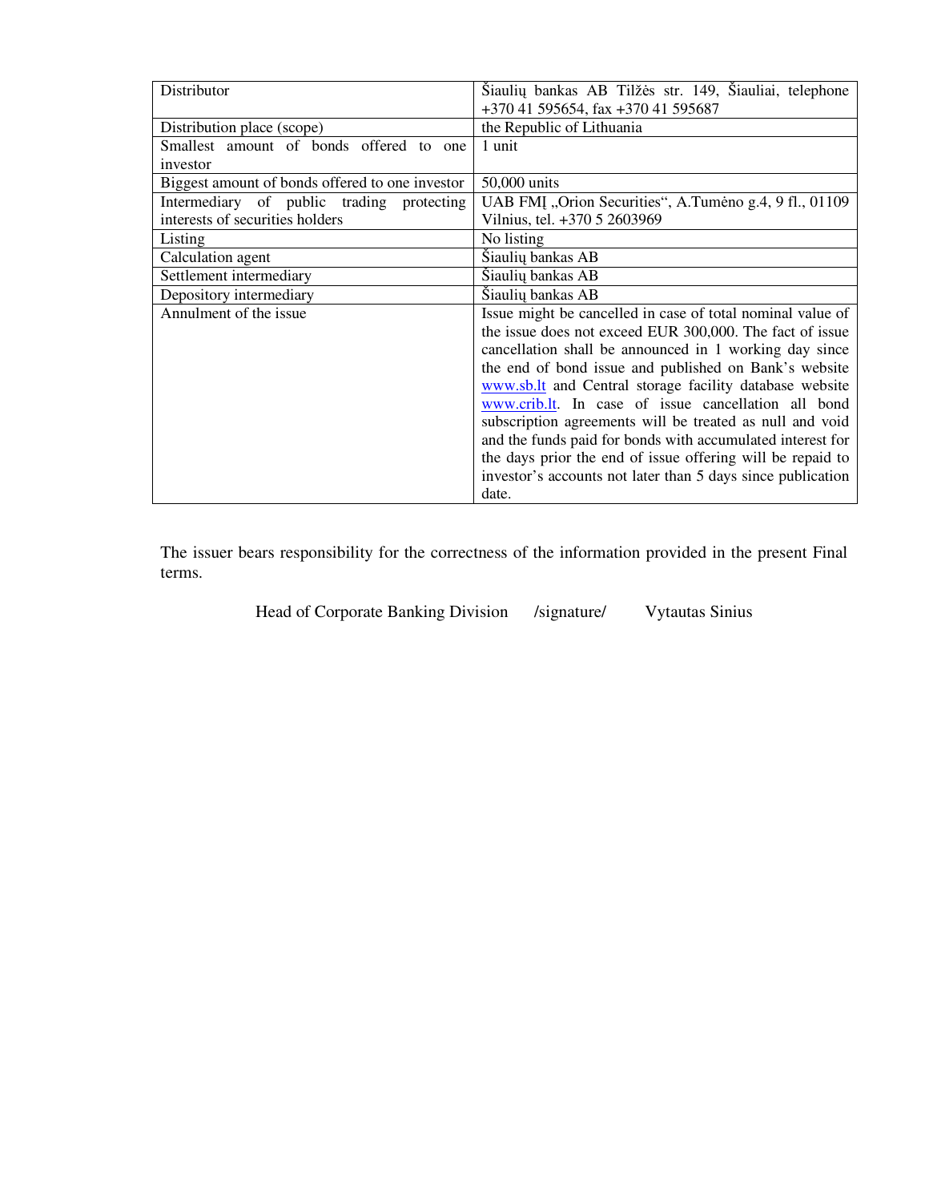| Distributor | Šiaulių bankas AB Tilžės str. 149, Šiauliai, telephone +370 41 595654, fax +370 41 595687 |
|---|---|
| Distribution place (scope) | the Republic of Lithuania |
| Smallest amount of bonds offered to one investor | 1 unit |
| Biggest amount of bonds offered to one investor | 50,000 units |
| Intermediary of public trading protecting interests of securities holders | UAB FMĮ „Orion Securities“, A.Tumėno g.4, 9 fl., 01109 Vilnius, tel. +370 5 2603969 |
| Listing | No listing |
| Calculation agent | Šiaulių bankas AB |
| Settlement intermediary | Šiaulių bankas AB |
| Depository intermediary | Šiaulių bankas AB |
| Annulment of the issue | Issue might be cancelled in case of total nominal value of the issue does not exceed EUR 300,000. The fact of issue cancellation shall be announced in 1 working day since the end of bond issue and published on Bank's website www.sb.lt and Central storage facility database website www.crib.lt. In case of issue cancellation all bond subscription agreements will be treated as null and void and the funds paid for bonds with accumulated interest for the days prior the end of issue offering will be repaid to investor's accounts not later than 5 days since publication date. |

The issuer bears responsibility for the correctness of the information provided in the present Final terms.

Head of Corporate Banking Division /signature/ Vytautas Sinius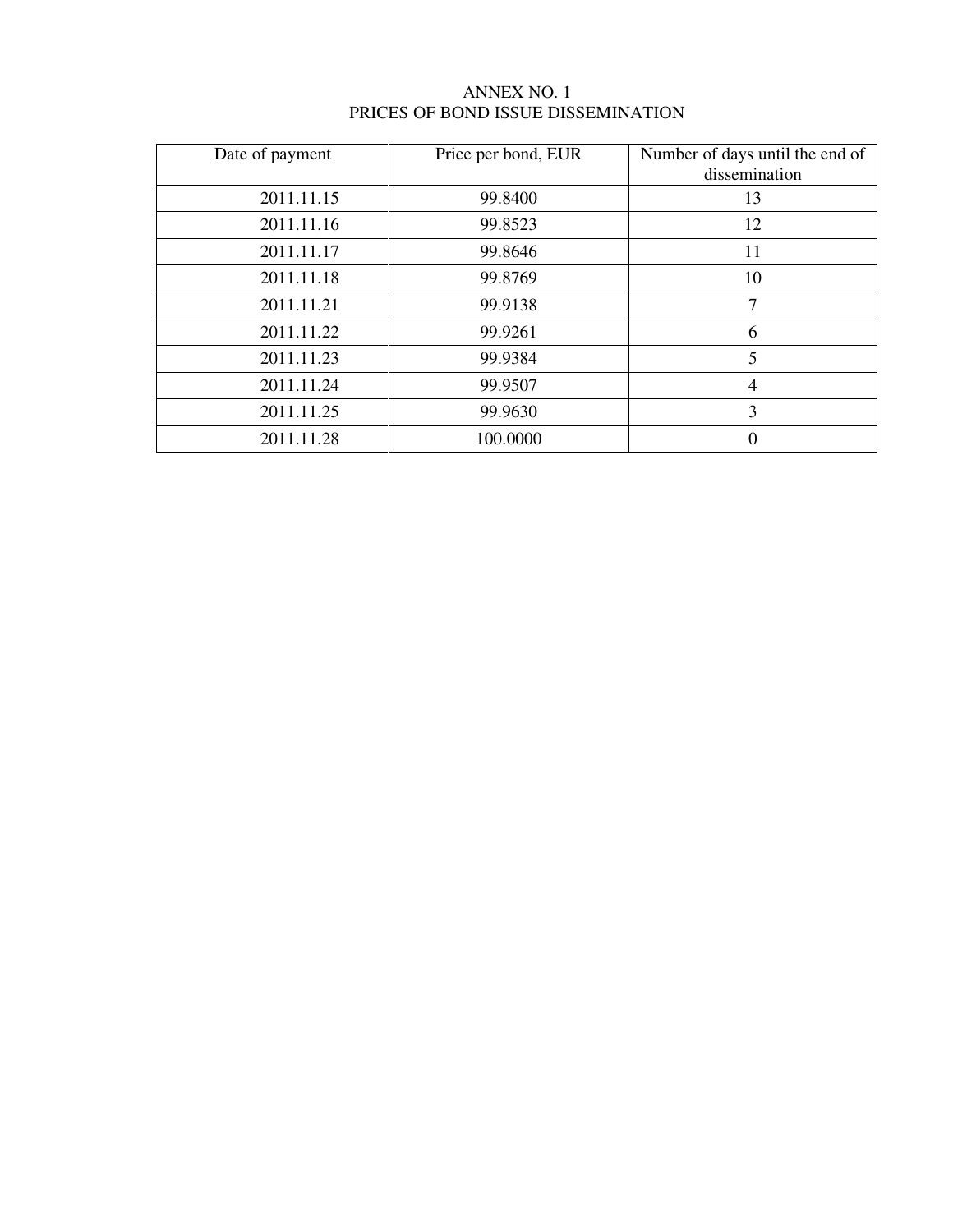# ANNEX NO. 1
# PRICES OF BOND ISSUE DISSEMINATION

| Date of payment | Price per bond, EUR | Number of days until the end of dissemination |
|---|---|---|
| 2011.11.15 | 99.8400 | 13 |
| 2011.11.16 | 99.8523 | 12 |
| 2011.11.17 | 99.8646 | 11 |
| 2011.11.18 | 99.8769 | 10 |
| 2011.11.21 | 99.9138 | 7 |
| 2011.11.22 | 99.9261 | 6 |
| 2011.11.23 | 99.9384 | 5 |
| 2011.11.24 | 99.9507 | 4 |
| 2011.11.25 | 99.9630 | 3 |
| 2011.11.28 | 100.0000 | 0 |